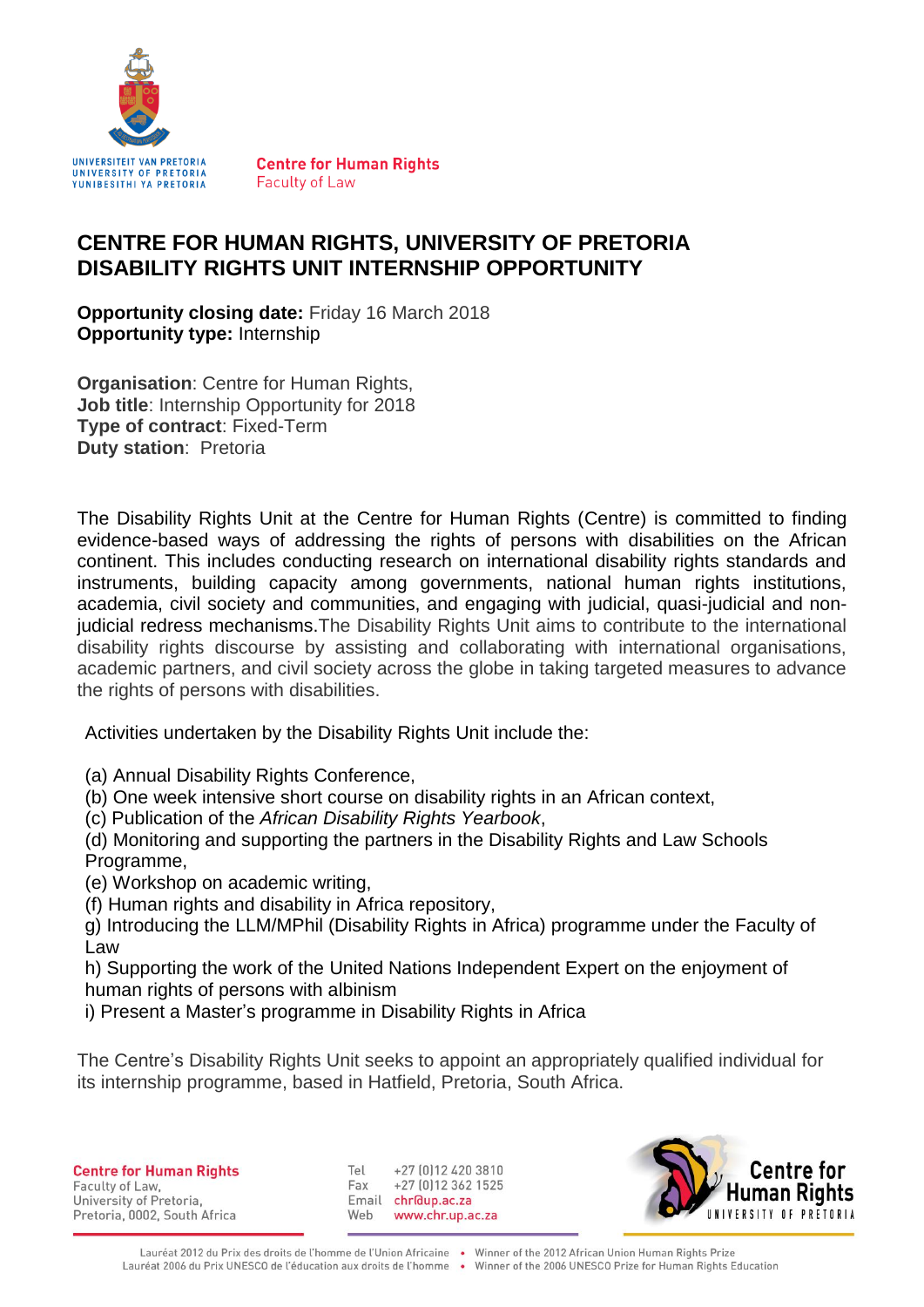# CENTRE FOR HUMAN RIGHTS, UNIVERSITY OF PRETORIA DISABILITY RIGHTS UNIT INTERNSHIP OPPORTUNITY

**Opportunity closing date:** Friday 16 March 2018
**Opportunity type:** Internship

**Organisation**: Centre for Human Rights,
**Job title**: Internship Opportunity for 2018
**Type of contract**: Fixed-Term
**Duty station**: Pretoria

The Disability Rights Unit at the Centre for Human Rights (Centre) is committed to finding evidence-based ways of addressing the rights of persons with disabilities on the African continent. This includes conducting research on international disability rights standards and instruments, building capacity among governments, national human rights institutions, academia, civil society and communities, and engaging with judicial, quasi-judicial and non-judicial redress mechanisms.The Disability Rights Unit aims to contribute to the international disability rights discourse by assisting and collaborating with international organisations, academic partners, and civil society across the globe in taking targeted measures to advance the rights of persons with disabilities.

Activities undertaken by the Disability Rights Unit include the:

(a) Annual Disability Rights Conference,
(b) One week intensive short course on disability rights in an African context,
(c) Publication of the *African Disability Rights Yearbook*,
(d) Monitoring and supporting the partners in the Disability Rights and Law Schools Programme,
(e) Workshop on academic writing,
(f) Human rights and disability in Africa repository,
g) Introducing the LLM/MPhil (Disability Rights in Africa) programme under the Faculty of Law
h) Supporting the work of the United Nations Independent Expert on the enjoyment of human rights of persons with albinism
i) Present a Master's programme in Disability Rights in Africa

The Centre's Disability Rights Unit seeks to appoint an appropriately qualified individual for its internship programme, based in Hatfield, Pretoria, South Africa.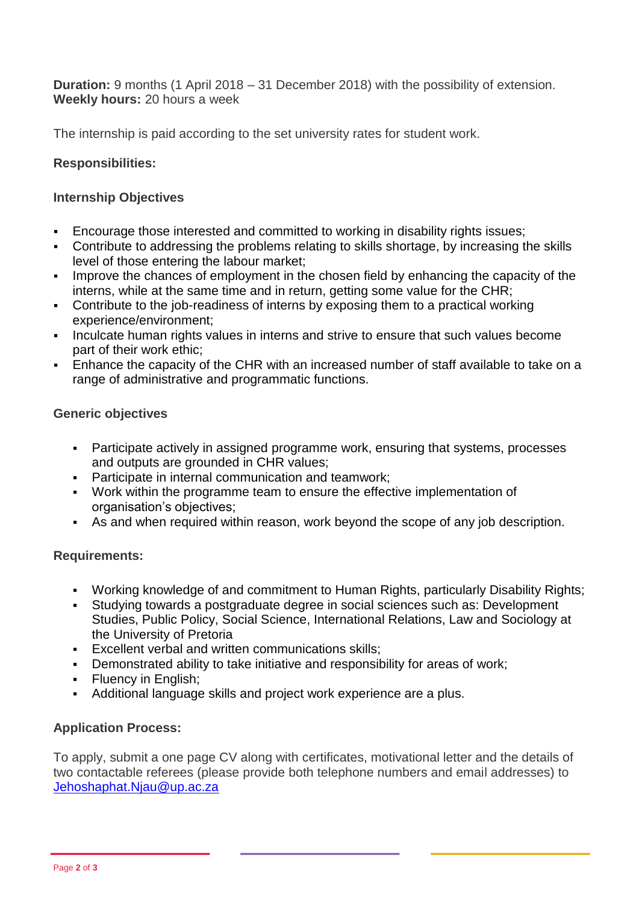**Duration:** 9 months (1 April 2018 – 31 December 2018) with the possibility of extension.
**Weekly hours:** 20 hours a week

The internship is paid according to the set university rates for student work.

**Responsibilities:**

**Internship Objectives**

- Encourage those interested and committed to working in disability rights issues;
- Contribute to addressing the problems relating to skills shortage, by increasing the skills level of those entering the labour market;
- Improve the chances of employment in the chosen field by enhancing the capacity of the interns, while at the same time and in return, getting some value for the CHR;
- Contribute to the job-readiness of interns by exposing them to a practical working experience/environment;
- Inculcate human rights values in interns and strive to ensure that such values become part of their work ethic;
- Enhance the capacity of the CHR with an increased number of staff available to take on a range of administrative and programmatic functions.

**Generic objectives**

- Participate actively in assigned programme work, ensuring that systems, processes and outputs are grounded in CHR values;
- Participate in internal communication and teamwork;
- Work within the programme team to ensure the effective implementation of organisation's objectives;
- As and when required within reason, work beyond the scope of any job description.

**Requirements:**

- Working knowledge of and commitment to Human Rights, particularly Disability Rights;
- Studying towards a postgraduate degree in social sciences such as: Development Studies, Public Policy, Social Science, International Relations, Law and Sociology at the University of Pretoria
- Excellent verbal and written communications skills;
- Demonstrated ability to take initiative and responsibility for areas of work;
- Fluency in English;
- Additional language skills and project work experience are a plus.

**Application Process:**

To apply, submit a one page CV along with certificates, motivational letter and the details of two contactable referees (please provide both telephone numbers and email addresses) to Jehoshaphat.Njau@up.ac.za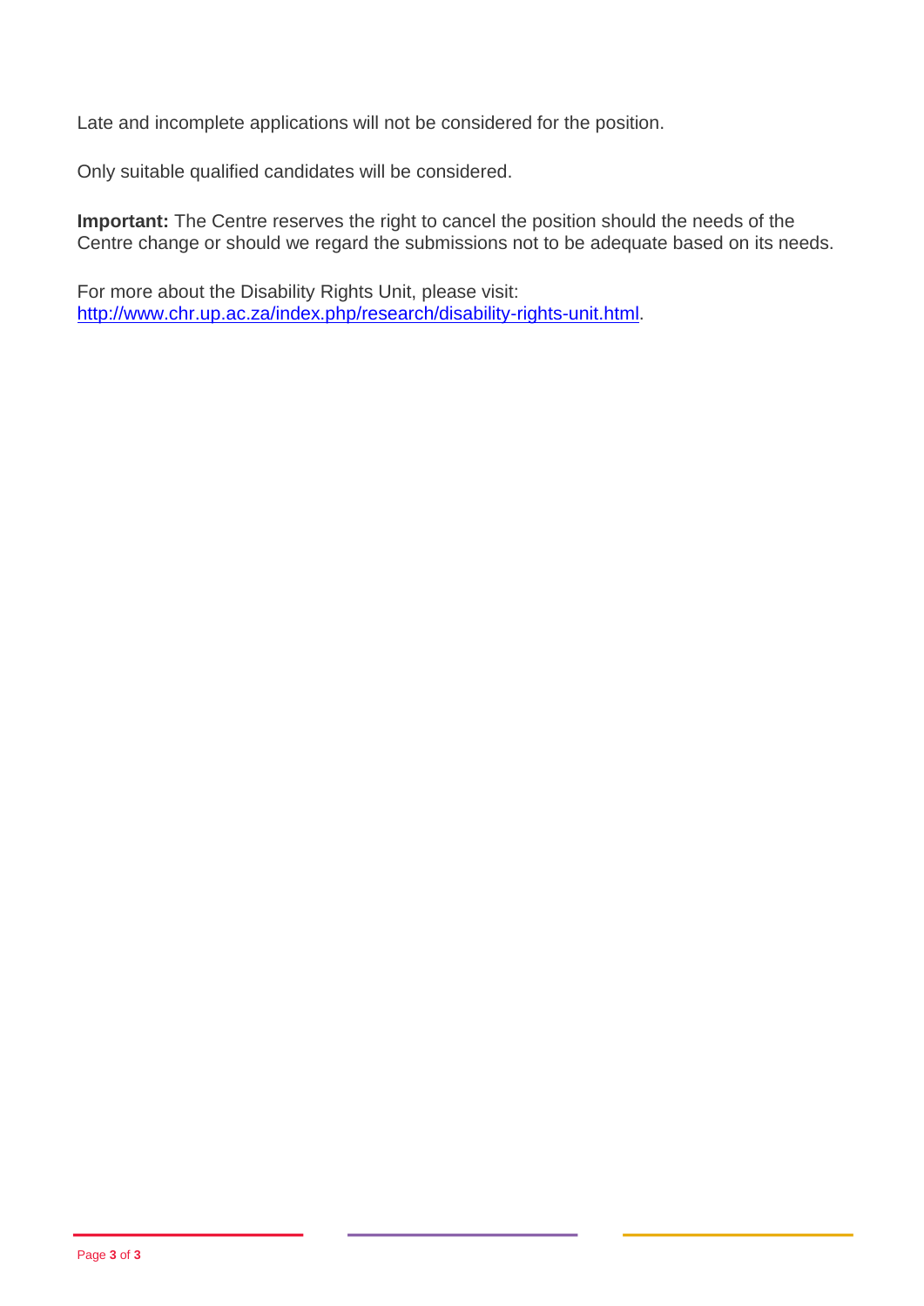Late and incomplete applications will not be considered for the position.

Only suitable qualified candidates will be considered.

**Important:** The Centre reserves the right to cancel the position should the needs of the Centre change or should we regard the submissions not to be adequate based on its needs.

For more about the Disability Rights Unit, please visit: [http://www.chr.up.ac.za/index.php/research/disability-rights-unit.html](http://www.chr.up.ac.za/index.php/research/disability-rights-unit.html).